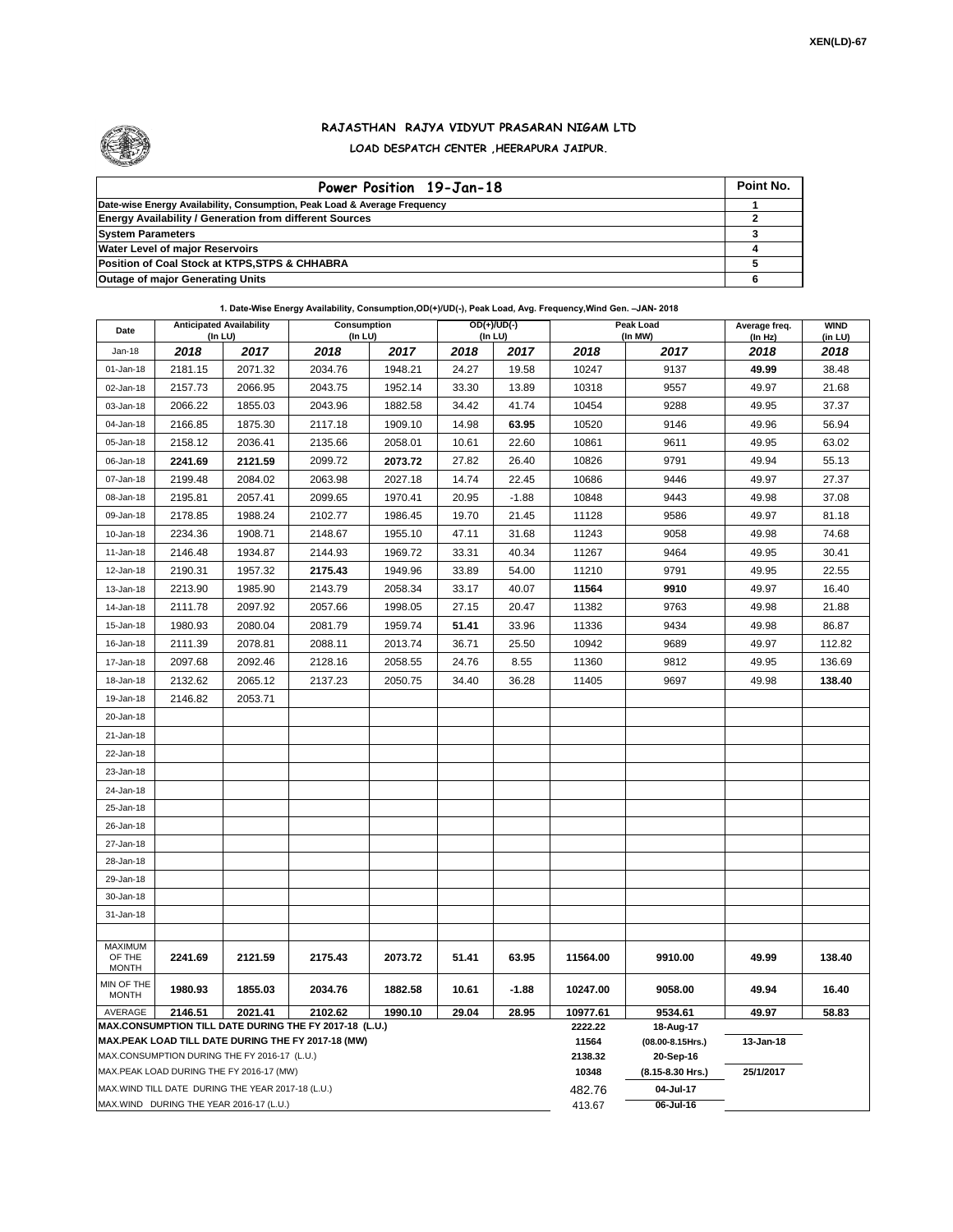XEN(LD)-67

# RAJASTHAN RAJYA VIDYUT PRASARAN NIGAM LTD

## LOAD DESPATCH CENTER ,HEERAPURA JAIPUR.

| Power Position 19-Jan-18 | Point No. |
|---|---|
| Date-wise Energy Availability, Consumption, Peak Load & Average Frequency | 1 |
| Energy Availability / Generation from different Sources | 2 |
| System Parameters | 3 |
| Water Level of major Reservoirs | 4 |
| Position of Coal Stock at KTPS,STPS & CHHABRA | 5 |
| Outage of major Generating Units | 6 |

**1. Date-Wise Energy Availability, Consumption,OD(+)/UD(-), Peak Load, Avg. Frequency,Wind Gen. –JAN- 2018**

| Date | Anticipated Availability (In LU) | | Consumption (In LU) | | OD(+)/UD(-) (In LU) | | Peak Load (In MW) | | Average freq. (In Hz) | WIND (in LU) |
|---|---|---|---|---|---|---|---|---|---|---|
| Jan-18 | 2018 | 2017 | 2018 | 2017 | 2018 | 2017 | 2018 | 2017 | 2018 | 2018 |
| 01-Jan-18 | 2181.15 | 2071.32 | 2034.76 | 1948.21 | 24.27 | 19.58 | 10247 | 9137 | **49.99** | 38.48 |
| 02-Jan-18 | 2157.73 | 2066.95 | 2043.75 | 1952.14 | 33.30 | 13.89 | 10318 | 9557 | 49.97 | 21.68 |
| 03-Jan-18 | 2066.22 | 1855.03 | 2043.96 | 1882.58 | 34.42 | 41.74 | 10454 | 9288 | 49.95 | 37.37 |
| 04-Jan-18 | 2166.85 | 1875.30 | 2117.18 | 1909.10 | 14.98 | **63.95** | 10520 | 9146 | 49.96 | 56.94 |
| 05-Jan-18 | 2158.12 | 2036.41 | 2135.66 | 2058.01 | 10.61 | 22.60 | 10861 | 9611 | 49.95 | 63.02 |
| 06-Jan-18 | **2241.69** | **2121.59** | 2099.72 | **2073.72** | 27.82 | 26.40 | 10826 | 9791 | 49.94 | 55.13 |
| 07-Jan-18 | 2199.48 | 2084.02 | 2063.98 | 2027.18 | 14.74 | 22.45 | 10686 | 9446 | 49.97 | 27.37 |
| 08-Jan-18 | 2195.81 | 2057.41 | 2099.65 | 1970.41 | 20.95 | -1.88 | 10848 | 9443 | 49.98 | 37.08 |
| 09-Jan-18 | 2178.85 | 1988.24 | 2102.77 | 1986.45 | 19.70 | 21.45 | 11128 | 9586 | 49.97 | 81.18 |
| 10-Jan-18 | 2234.36 | 1908.71 | 2148.67 | 1955.10 | 47.11 | 31.68 | 11243 | 9058 | 49.98 | 74.68 |
| 11-Jan-18 | 2146.48 | 1934.87 | 2144.93 | 1969.72 | 33.31 | 40.34 | 11267 | 9464 | 49.95 | 30.41 |
| 12-Jan-18 | 2190.31 | 1957.32 | **2175.43** | 1949.96 | 33.89 | 54.00 | 11210 | 9791 | 49.95 | 22.55 |
| 13-Jan-18 | 2213.90 | 1985.90 | 2143.79 | 2058.34 | 33.17 | 40.07 | **11564** | **9910** | 49.97 | 16.40 |
| 14-Jan-18 | 2111.78 | 2097.92 | 2057.66 | 1998.05 | 27.15 | 20.47 | 11382 | 9763 | 49.98 | 21.88 |
| 15-Jan-18 | 1980.93 | 2080.04 | 2081.79 | 1959.74 | **51.41** | 33.96 | 11336 | 9434 | 49.98 | 86.87 |
| 16-Jan-18 | 2111.39 | 2078.81 | 2088.11 | 2013.74 | 36.71 | 25.50 | 10942 | 9689 | 49.97 | 112.82 |
| 17-Jan-18 | 2097.68 | 2092.46 | 2128.16 | 2058.55 | 24.76 | 8.55 | 11360 | 9812 | 49.95 | 136.69 |
| 18-Jan-18 | 2132.62 | 2065.12 | 2137.23 | 2050.75 | 34.40 | 36.28 | 11405 | 9697 | 49.98 | **138.40** |
| 19-Jan-18 | 2146.82 | 2053.71 | | | | | | | | |
| 20-Jan-18 | | | | | | | | | | |
| 21-Jan-18 | | | | | | | | | | |
| 22-Jan-18 | | | | | | | | | | |
| 23-Jan-18 | | | | | | | | | | |
| 24-Jan-18 | | | | | | | | | | |
| 25-Jan-18 | | | | | | | | | | |
| 26-Jan-18 | | | | | | | | | | |
| 27-Jan-18 | | | | | | | | | | |
| 28-Jan-18 | | | | | | | | | | |
| 29-Jan-18 | | | | | | | | | | |
| 30-Jan-18 | | | | | | | | | | |
| 31-Jan-18 | | | | | | | | | | |
| MAXIMUM OF THE MONTH | 2241.69 | 2121.59 | 2175.43 | 2073.72 | 51.41 | 63.95 | 11564.00 | 9910.00 | 49.99 | 138.40 |
| MIN OF THE MONTH | 1980.93 | 1855.03 | 2034.76 | 1882.58 | 10.61 | -1.88 | 10247.00 | 9058.00 | 49.94 | 16.40 |
| AVERAGE | 2146.51 | 2021.41 | 2102.62 | 1990.10 | 29.04 | 28.95 | 10977.61 | 9534.61 | 49.97 | 58.83 |

| | | | |
|---|---|---|---|
| MAX.CONSUMPTION TILL DATE DURING THE FY 2017-18 (L.U.) | 2222.22 | 18-Aug-17 | |
| MAX.PEAK LOAD TILL DATE DURING THE FY 2017-18 (MW) | 11564 | (08.00-8.15Hrs.) | 13-Jan-18 |
| MAX.CONSUMPTION DURING THE FY 2016-17 (L.U.) | 2138.32 | 20-Sep-16 | |
| MAX.PEAK LOAD DURING THE FY 2016-17 (MW) | 10348 | (8.15-8.30 Hrs.) | 25/1/2017 |
| MAX.WIND TILL DATE DURING THE YEAR 2017-18 (L.U.) | 482.76 | 04-Jul-17 | |
| MAX.WIND DURING THE YEAR 2016-17 (L.U.) | 413.67 | 06-Jul-16 | |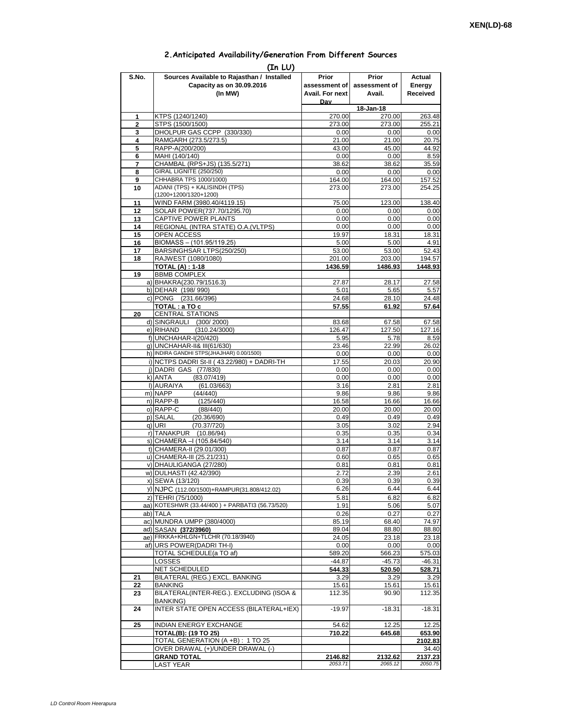XEN(LD)-68

## 2.Anticipated Availability/Generation From Different Sources

**(In LU)**

| S.No. | Sources Available to Rajasthan / Installed Capacity as on 30.09.2016 (In MW) | Prior assessment of Avail. For next Day | Prior assessment of Avail. | Actual Energy Received |
|---|---|---|---|---|
| | | 18-Jan-18 | | |
| 1 | KTPS (1240/1240) | 270.00 | 270.00 | 263.48 |
| 2 | STPS (1500/1500) | 273.00 | 273.00 | 255.21 |
| 3 | DHOLPUR GAS CCPP (330/330) | 0.00 | 0.00 | 0.00 |
| 4 | RAMGARH (273.5/273.5) | 21.00 | 21.00 | 20.75 |
| 5 | RAPP-A(200/200) | 43.00 | 45.00 | 44.92 |
| 6 | MAHI (140/140) | 0.00 | 0.00 | 8.59 |
| 7 | CHAMBAL (RPS+JS) (135.5/271) | 38.62 | 38.62 | 35.59 |
| 8 | GIRAL LIGNITE (250/250) | 0.00 | 0.00 | 0.00 |
| 9 | CHHABRA TPS 1000/1000) | 164.00 | 164.00 | 157.52 |
| 10 | ADANI (TPS) + KALISINDH (TPS) (1200+1200/1320+1200) | 273.00 | 273.00 | 254.25 |
| 11 | WIND FARM (3980.40/4119.15) | 75.00 | 123.00 | 138.40 |
| 12 | SOLAR POWER(737.70/1295.70) | 0.00 | 0.00 | 0.00 |
| 13 | CAPTIVE POWER PLANTS | 0.00 | 0.00 | 0.00 |
| 14 | REGIONAL (INTRA STATE) O.A.(VLTPS) | 0.00 | 0.00 | 0.00 |
| 15 | OPEN ACCESS | 19.97 | 18.31 | 18.31 |
| 16 | BIOMASS – (101.95/119.25) | 5.00 | 5.00 | 4.91 |
| 17 | BARSINGHSAR LTPS(250/250) | 53.00 | 53.00 | 52.43 |
| 18 | RAJWEST (1080/1080) | 201.00 | 203.00 | 194.57 |
| | **TOTAL (A) : 1-18** | **1436.59** | **1486.93** | **1448.93** |
| 19 | BBMB COMPLEX | | | |
| a) | BHAKRA(230.79/1516.3) | 27.87 | 28.17 | 27.58 |
| b) | DEHAR (198/ 990) | 5.01 | 5.65 | 5.57 |
| c) | PONG (231.66/396) | 24.68 | 28.10 | 24.48 |
| | **TOTAL : a TO c** | **57.55** | **61.92** | **57.64** |
| 20 | CENTRAL STATIONS | | | |
| d) | SINGRAULI (300/ 2000) | 83.68 | 67.58 | 67.58 |
| e) | RIHAND (310.24/3000) | 126.47 | 127.50 | 127.16 |
| f) | UNCHAHAR-I(20/420) | 5.95 | 5.78 | 8.59 |
| g) | UNCHAHAR-II& III(61/630) | 23.46 | 22.99 | 26.02 |
| h) | INDIRA GANDHI STPS(JHAJHAR) 0.00/1500) | 0.00 | 0.00 | 0.00 |
| i) | NCTPS DADRI St-II ( 43.22/980) + DADRI-TH | 17.55 | 20.03 | 20.90 |
| j) | DADRI GAS (77/830) | 0.00 | 0.00 | 0.00 |
| k) | ANTA (83.07/419) | 0.00 | 0.00 | 0.00 |
| l) | AURAIYA (61.03/663) | 3.16 | 2.81 | 2.81 |
| m) | NAPP (44/440) | 9.86 | 9.86 | 9.86 |
| n) | RAPP-B (125/440) | 16.58 | 16.66 | 16.66 |
| o) | RAPP-C (88/440) | 20.00 | 20.00 | 20.00 |
| p) | SALAL (20.36/690) | 0.49 | 0.49 | 0.49 |
| q) | URI (70.37/720) | 3.05 | 3.02 | 2.94 |
| r) | TANAKPUR (10.86/94) | 0.35 | 0.35 | 0.34 |
| s) | CHAMERA –I (105.84/540) | 3.14 | 3.14 | 3.14 |
| t) | CHAMERA-II (29.01/300) | 0.87 | 0.87 | 0.87 |
| u) | CHAMERA-III (25.21/231) | 0.60 | 0.65 | 0.65 |
| v) | DHAULIGANGA (27/280) | 0.81 | 0.81 | 0.81 |
| w) | DULHASTI (42.42/390) | 2.72 | 2.39 | 2.61 |
| x) | SEWA (13/120) | 0.39 | 0.39 | 0.39 |
| y) | NJPC (112.00/1500)+RAMPUR(31.808/412.02) | 6.26 | 6.44 | 6.44 |
| z) | TEHRI (75/1000) | 5.81 | 6.82 | 6.82 |
| aa) | KOTESHWR (33.44/400 ) + PARBATI3 (56.73/520) | 1.91 | 5.06 | 5.07 |
| ab) | TALA | 0.26 | 0.27 | 0.27 |
| ac) | MUNDRA UMPP (380/4000) | 85.19 | 68.40 | 74.97 |
| ad) | SASAN **(372/3960)** | 89.04 | 88.80 | 88.80 |
| ae) | FRKKA+KHLGN+TLCHR (70.18/3940) | 24.05 | 23.18 | 23.18 |
| af) | URS POWER(DADRI TH-I) | 0.00 | 0.00 | 0.00 |
| | TOTAL SCHEDULE(a TO af) | 589.20 | 566.23 | 575.03 |
| | LOSSES | -44.87 | -45.73 | -46.31 |
| | NET SCHEDULED | **544.33** | **520.50** | **528.71** |
| 21 | BILATERAL (REG.) EXCL. BANKING | 3.29 | 3.29 | 3.29 |
| 22 | BANKING | 15.61 | 15.61 | 15.61 |
| 23 | BILATERAL(INTER-REG.). EXCLUDING (ISOA & BANKING) | 112.35 | 90.90 | 112.35 |
| 24 | INTER STATE OPEN ACCESS (BILATERAL+IEX) | -19.97 | -18.31 | -18.31 |
| 25 | INDIAN ENERGY EXCHANGE | 54.62 | 12.25 | 12.25 |
| | **TOTAL(B): (19 TO 25)** | **710.22** | **645.68** | **653.90** |
| | TOTAL GENERATION (A +B) : 1 TO 25 | | | **2102.83** |
| | OVER DRAWAL (+)/UNDER DRAWAL (-) | | | 34.40 |
| | **GRAND TOTAL** | **2146.82** | **2132.62** | **2137.23** |
| | LAST YEAR | *2053.71* | *2065.12* | *2050.75* |

*LD Control Room Heerapura*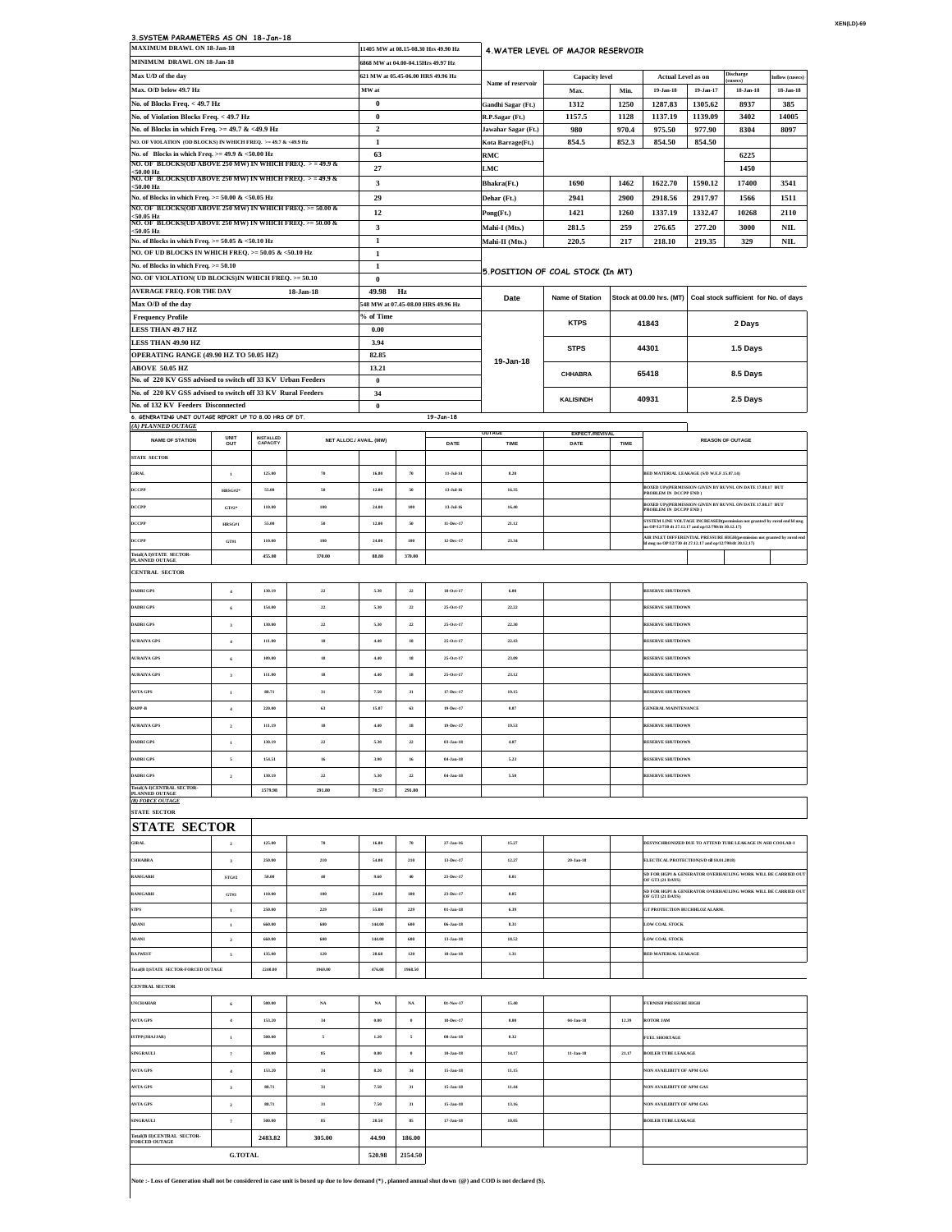## 3.SYSTEM PARAMETERS AS ON 18-Jan-18

| | |
|---|---|
| MAXIMUM DRAWL ON 18-Jan-18 | 11405 MW at 08.15-08.30 Hrs 49.90 Hz |
| MINIMUM DRAWL ON 18-Jan-18 | 6868 MW at 04.00-04.15Hrs 49.97 Hz |
| Max U/D of the day | 621 MW at 05.45-06.00 HRS 49.96 Hz |
| Max. O/D below 49.7 Hz | MW at |
| No. of Blocks Freq. < 49.7 Hz | 0 |
| No. of Violation Blocks Freq. < 49.7 Hz | 0 |
| No. of Blocks in which Freq. >= 49.7 & <49.9 Hz | 2 |
| NO. OF VIOLATION (OD BLOCKS) IN WHICH FREQ. >= 49.7 & <49.9 Hz | 1 |
| No. of Blocks in which Freq. >= 49.9 & <50.00 Hz | 63 |
| NO. OF BLOCKS(OD ABOVE 250 MW) IN WHICH FREQ. > = 49.9 & <50.00 Hz | 27 |
| NO. OF BLOCKS(UD ABOVE 250 MW) IN WHICH FREQ. > = 49.9 & <50.00 Hz | 3 |
| No. of Blocks in which Freq. >= 50.00 & <50.05 Hz | 29 |
| NO. OF BLOCKS(OD ABOVE 250 MW) IN WHICH FREQ. >= 50.00 & <50.05 Hz | 12 |
| NO. OF BLOCKS(UD ABOVE 250 MW) IN WHICH FREQ. >= 50.00 & <50.05 Hz | 3 |
| No. of Blocks in which Freq. >= 50.05 & <50.10 Hz | 1 |
| NO. OF UD BLOCKS IN WHICH FREQ. >= 50.05 & <50.10 Hz | 1 |
| No. of Blocks in which Freq. >= 50.10 | 1 |
| NO. OF VIOLATION( UD BLOCKS)IN WHICH FREQ. >= 50.10 | 0 |
| AVERAGE FREQ. FOR THE DAY 18-Jan-18 | 49.98 Hz |
| Max O/D of the day | 548 MW at 07.45-08.00 HRS 49.96 Hz |
| Frequency Profile | % of Time |
| LESS THAN 49.7 HZ | 0.00 |
| LESS THAN 49.90 HZ | 3.94 |
| OPERATING RANGE (49.90 HZ TO 50.05 HZ) | 82.85 |
| ABOVE 50.05 HZ | 13.21 |
| No. of 220 KV GSS advised to switch off 33 KV Urban Feeders | 0 |
| No. of 220 KV GSS advised to switch off 33 KV Rural Feeders | 34 |
| No. of 132 KV Feeders Disconnected | 0 |

## 4.WATER LEVEL OF MAJOR RESERVOIR

| Name of reservoir | Capacity level | | Actual Level as on | | Discharge (cusecs) | Inflow (cusecs) |
|---|---|---|---|---|---|---|
| | Max. | Min. | 19-Jan-18 | 19-Jan-17 | 18-Jan-18 | 18-Jan-18 |
| Gandhi Sagar (Ft.) | 1312 | 1250 | 1287.83 | 1305.62 | 8937 | 385 |
| R.P.Sagar (Ft.) | 1157.5 | 1128 | 1137.19 | 1139.09 | 3402 | 14005 |
| Jawahar Sagar (Ft.) | 980 | 970.4 | 975.50 | 977.90 | 8304 | 8097 |
| Kota Barrage(Ft.) | 854.5 | 852.3 | 854.50 | 854.50 | | |
| RMC | | | | | 6225 | |
| LMC | | | | | 1450 | |
| Bhakra(Ft.) | 1690 | 1462 | 1622.70 | 1590.12 | 17400 | 3541 |
| Dehar (Ft.) | 2941 | 2900 | 2918.56 | 2917.97 | 1566 | 1511 |
| Pong(Ft.) | 1421 | 1260 | 1337.19 | 1332.47 | 10268 | 2110 |
| Mahi-I (Mts.) | 281.5 | 259 | 276.65 | 277.20 | 3000 | NIL |
| Mahi-II (Mts.) | 220.5 | 217 | 218.10 | 219.35 | 329 | NIL |

## 5.POSITION OF COAL STOCK (In MT)

| Date | Name of Station | Stock at 00.00 hrs. (MT) | Coal stock sufficient for No. of days |
|---|---|---|---|
| 19-Jan-18 | KTPS | 41843 | 2 Days |
| | STPS | 44301 | 1.5 Days |
| | CHHABRA | 65418 | 8.5 Days |
| | KALISINDH | 40931 | 2.5 Days |

## 6. GENERATING UNIT OUTAGE REPORT UP TO 8.00 HRS OF DT. 19-Jan-18

| NAME OF STATION | UNIT OUT | INSTALLED CAPACITY | NET ALLOC./ AVAIL. (MW) | | | OUTAGE DATE | OUTAGE TIME | EXPECT./REVIVAL DATE | EXPECT./REVIVAL TIME | REASON OF OUTAGE |
|---|---|---|---|---|---|---|---|---|---|---|
| **(A) PLANNED OUTAGE** | | | | | | | | | | |
| **STATE SECTOR** | | | | | | | | | | |
| GIRAL | 1 | 125.00 | 70 | 16.80 | 70 | 11-Jul-14 | 8.20 | | | BED MATERIAL LEAKAGE (S/D W.E.F.15.07.14) |
| DCCPP | HRSG#2* | 55.00 | 50 | 12.00 | 50 | 13-Jul-16 | 16.35 | | | BOXED UP)(PERMISSION GIVEN BY RUVNL ON DATE 17.08.17 BUT PROBLEM IN DCCPP END ) |
| DCCPP | GT#2* | 110.00 | 100 | 24.00 | 100 | 13-Jul-16 | 16.40 | | | BOXED UP)(PERMISSION GIVEN BY RUVNL ON DATE 17.08.17 BUT PROBLEM IN DCCPP END ) |
| DCCPP | HRSG#1 | 55.00 | 50 | 12.00 | 50 | 11-Dec-17 | 21.12 | | | SYSTEM LINE VOLTAGE INCREASED(permission not granted by ruvnl end ld msg no OP/12/730 dt 27.12.17 and op/12/790 dt 30.12.17) |
| DCCPP | GT#1 | 110.00 | 100 | 24.00 | 100 | 12-Dec-17 | 23.34 | | | AIR INLET DIFFERENTIAL PRESSURE HIGH(permission not granted by ruvnl end ld msg no OP/12/730 dt 27.12.17 and op/12/790 dt 30.12.17) |
| Total(A1)STATE SECTOR-PLANNED OUTAGE | | 455.00 | 370.00 | 88.00 | 370.00 | | | | | |
| **CENTRAL SECTOR** | | | | | | | | | | |
| DADRI GPS | 4 | 130.19 | 22 | 5.30 | 22 | 18-Oct-17 | 6.00 | | | RESERVE SHUTDOWN |
| DADRI GPS | 6 | 154.00 | 22 | 5.30 | 22 | 25-Oct-17 | 22.22 | | | RESERVE SHUTDOWN |
| DADRI GPS | 3 | 130.00 | 22 | 5.30 | 22 | 25-Oct-17 | 22.30 | | | RESERVE SHUTDOWN |
| AURAIYA GPS | 4 | 111.00 | 18 | 4.40 | 18 | 25-Oct-17 | 22.43 | | | RESERVE SHUTDOWN |
| AURAIYA GPS | 6 | 109.00 | 18 | 4.40 | 18 | 25-Oct-17 | 23.09 | | | RESERVE SHUTDOWN |
| AURAIYA GPS | 3 | 111.00 | 18 | 4.40 | 18 | 25-Oct-17 | 23.12 | | | RESERVE SHUTDOWN |
| ANTA GPS | 1 | 88.71 | 31 | 7.50 | 31 | 17-Dec-17 | 19.15 | | | RESERVE SHUTDOWN |
| RAPP-B | 4 | 220.00 | 63 | 15.07 | 63 | 19-Dec-17 | 0.07 | | | GENERAL MAINTENANCE |
| AURAIYA GPS | 2 | 111.19 | 18 | 4.40 | 18 | 19-Dec-17 | 19.53 | | | RESERVE SHUTDOWN |
| DADRI GPS | 1 | 130.19 | 22 | 5.30 | 22 | 03-Jan-18 | 4.07 | | | RESERVE SHUTDOWN |
| DADRI GPS | 5 | 154.51 | 16 | 3.90 | 16 | 04-Jan-18 | 5.23 | | | RESERVE SHUTDOWN |
| DADRI GPS | 2 | 130.19 | 22 | 5.30 | 22 | 04-Jan-18 | 5.50 | | | RESERVE SHUTDOWN |
| Total(A-1)CENTRAL SECTOR-PLANNED OUTAGE | | 1579.98 | 291.80 | 70.57 | 291.80 | | | | | |
| **(B) FORCE OUTAGE** | | | | | | | | | | |
| **STATE SECTOR** | | | | | | | | | | |
| GIRAL | 2 | 125.00 | 70 | 16.80 | 70 | 27-Jan-16 | 15.27 | | | DESYNCHRONIZED DUE TO ATTEND TUBE LEAKAGE IN ASH COOLAR-I |
| CHHABRA | 3 | 250.00 | 210 | 54.00 | 210 | 13-Dec-17 | 12.27 | 20-Jan-18 | | ELECTICAL PROTECTION(S/D till 10.01.2018) |
| RAMGARH | STG#2 | 50.00 | 40 | 9.60 | 40 | 23-Dec-17 | 0.01 | | | SD FOR HGPI & GENERATOR OVERHAULING WORK WILL BE CARRIED OUT OF GT3 (21 DAYS) |
| RAMGARH | GT#1 | 110.00 | 100 | 24.00 | 100 | 23-Dec-17 | 0.05 | | | SD FOR HGPI & GENERATOR OVERHAULING WORK WILL BE CARRIED OUT OF GT3 (21 DAYS) |
| STPS | 1 | 250.00 | 229 | 55.00 | 229 | 01-Jan-18 | 6.39 | | | GT PROTECTION BUCHHLOZ ALARM. |
| ADANI | 1 | 660.00 | 600 | 144.00 | 600 | 06-Jan-18 | 8.31 | | | LOW COAL STOCK |
| ADANI | 2 | 660.00 | 600 | 144.00 | 600 | 13-Jan-18 | 18.52 | | | LOW COAL STOCK |
| RAJWEST | 5 | 135.00 | 120 | 28.68 | 120 | 18-Jan-18 | 1.31 | | | BED MATERIAL LEAKAGE |
| Total(B1)STATE SECTOR-FORCED OUTAGE | | 2240.00 | 1969.00 | 476.08 | 1968.50 | | | | | |
| **CENTRAL SECTOR** | | | | | | | | | | |
| UNCHAHAR | 6 | 500.00 | NA | NA | NA | 01-Nov-17 | 15.40 | | | FURNISH PRESSURE HIGH |
| ANTA GPS | 4 | 153.20 | 34 | 0.00 | 0 | 18-Dec-17 | 0.00 | 04-Jan-18 | 12.39 | ROTOR JAM |
| ISTPP(JHAJJAR) | 1 | 500.00 | 5 | 1.20 | 5 | 08-Jan-18 | 8.32 | | | FUEL SHORTAGE |
| SINGRAULI | 7 | 500.00 | 85 | 0.00 | 0 | 10-Jan-18 | 14.17 | 11-Jan-18 | 21.17 | BOILER TUBE LEAKAGE |
| ANTA GPS | 4 | 153.20 | 34 | 8.20 | 34 | 15-Jan-18 | 11.15 | | | NON AVAILIBITY OF APM GAS |
| ANTA GPS | 3 | 88.71 | 31 | 7.50 | 31 | 15-Jan-18 | 11.44 | | | NON AVAILIBITY OF APM GAS |
| ANTA GPS | 2 | 88.71 | 31 | 7.50 | 31 | 15-Jan-18 | 13.16 | | | NON AVAILIBITY OF APM GAS |
| SINGRAULI | 7 | 500.00 | 85 | 20.50 | 85 | 17-Jan-18 | 10.05 | | | BOILER TUBE LEAKAGE |
| Total(B II)CENTRAL SECTOR-FORCED OUTAGE | | 2483.82 | 305.00 | 44.90 | 186.00 | | | | | |
| G.TOTAL | | | | 520.98 | 2154.50 | | | | | |

Note :- Loss of Generation shall not be considered in case unit is boxed up due to low demand (*) , planned annual shut down (@) and COD is not declared ($).